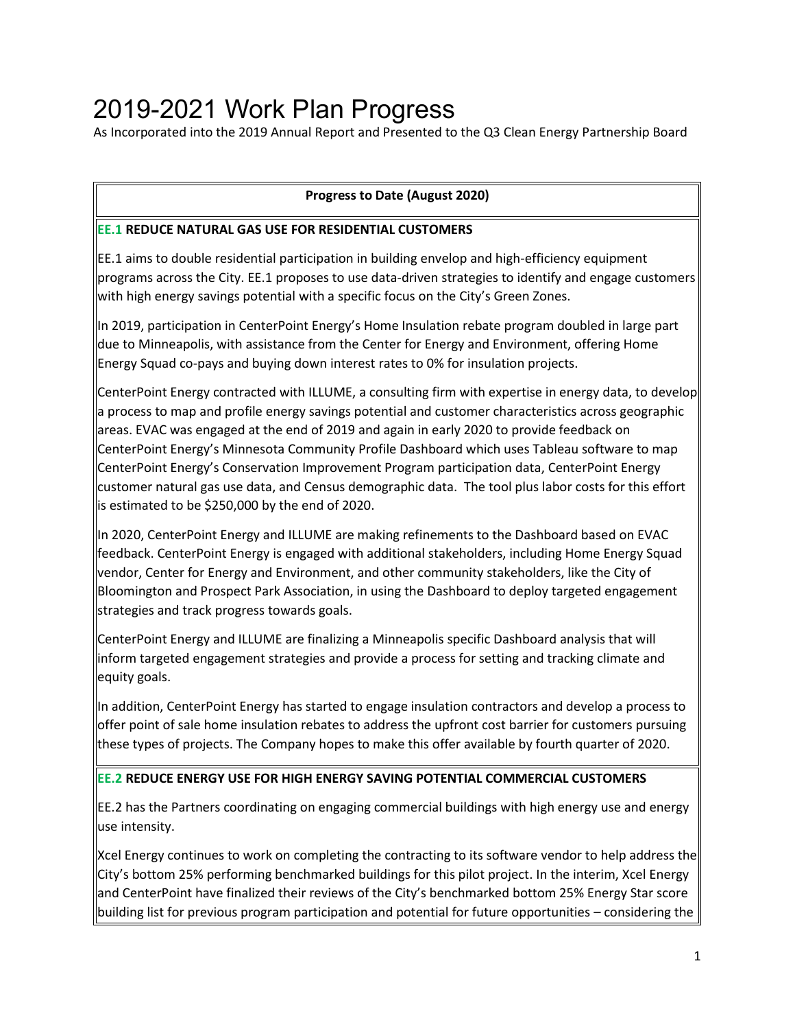# 2019-2021 Work Plan Progress

As Incorporated into the 2019 Annual Report and Presented to the Q3 Clean Energy Partnership Board

**Progress to Date (August 2020)**

**EE.1 REDUCE NATURAL GAS USE FOR RESIDENTIAL CUSTOMERS**

EE.1 aims to double residential participation in building envelop and high-efficiency equipment programs across the City. EE.1 proposes to use data-driven strategies to identify and engage customers with high energy savings potential with a specific focus on the City's Green Zones.

In 2019, participation in CenterPoint Energy's Home Insulation rebate program doubled in large part due to Minneapolis, with assistance from the Center for Energy and Environment, offering Home Energy Squad co-pays and buying down interest rates to 0% for insulation projects.

CenterPoint Energy contracted with ILLUME, a consulting firm with expertise in energy data, to develop a process to map and profile energy savings potential and customer characteristics across geographic areas. EVAC was engaged at the end of 2019 and again in early 2020 to provide feedback on CenterPoint Energy's Minnesota Community Profile Dashboard which uses Tableau software to map CenterPoint Energy's Conservation Improvement Program participation data, CenterPoint Energy customer natural gas use data, and Census demographic data. The tool plus labor costs for this effort is estimated to be $250,000 by the end of 2020.

In 2020, CenterPoint Energy and ILLUME are making refinements to the Dashboard based on EVAC feedback. CenterPoint Energy is engaged with additional stakeholders, including Home Energy Squad vendor, Center for Energy and Environment, and other community stakeholders, like the City of Bloomington and Prospect Park Association, in using the Dashboard to deploy targeted engagement strategies and track progress towards goals.

CenterPoint Energy and ILLUME are finalizing a Minneapolis specific Dashboard analysis that will inform targeted engagement strategies and provide a process for setting and tracking climate and equity goals.

In addition, CenterPoint Energy has started to engage insulation contractors and develop a process to offer point of sale home insulation rebates to address the upfront cost barrier for customers pursuing these types of projects. The Company hopes to make this offer available by fourth quarter of 2020.

**EE.2 REDUCE ENERGY USE FOR HIGH ENERGY SAVING POTENTIAL COMMERCIAL CUSTOMERS**

EE.2 has the Partners coordinating on engaging commercial buildings with high energy use and energy use intensity.

Xcel Energy continues to work on completing the contracting to its software vendor to help address the City's bottom 25% performing benchmarked buildings for this pilot project. In the interim, Xcel Energy and CenterPoint have finalized their reviews of the City's benchmarked bottom 25% Energy Star score building list for previous program participation and potential for future opportunities – considering the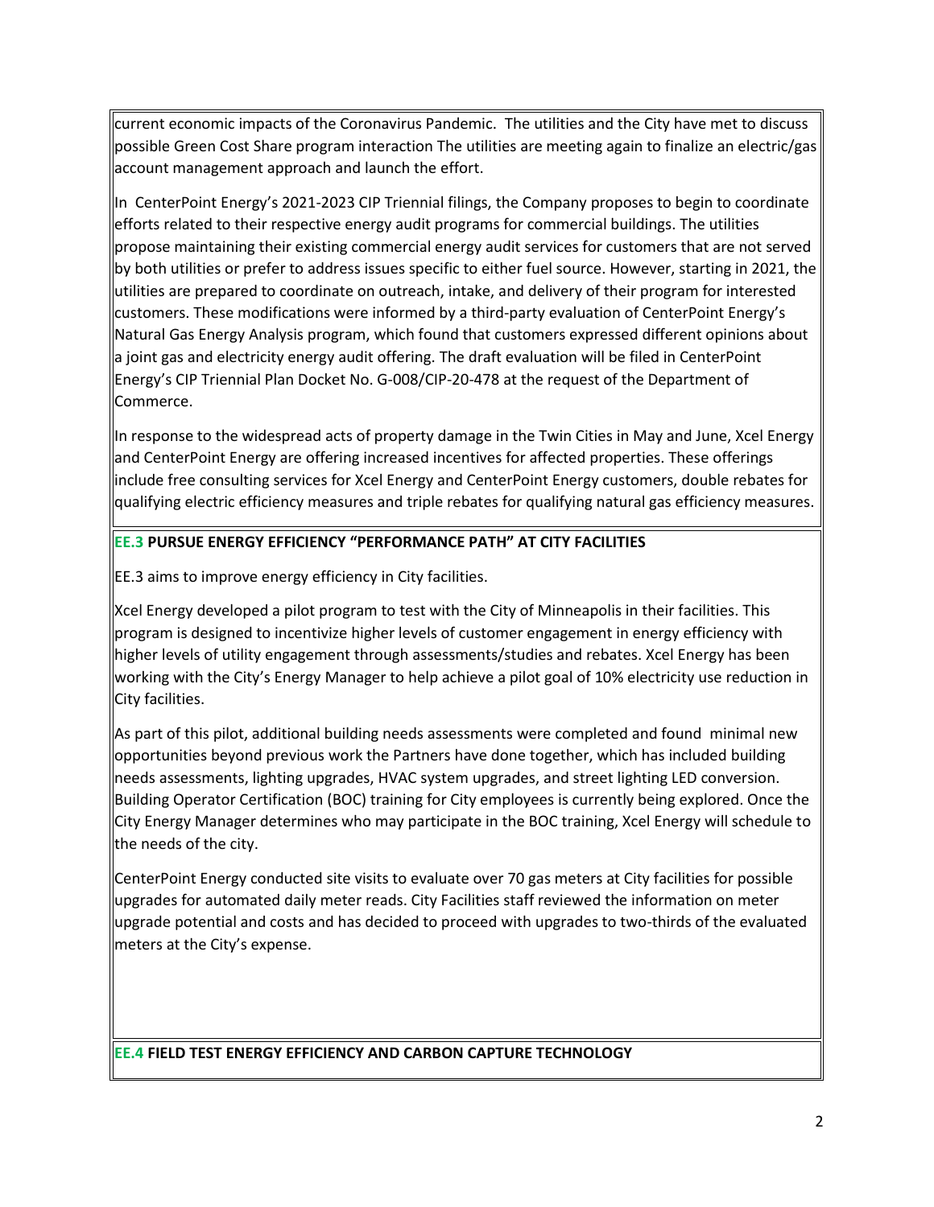current economic impacts of the Coronavirus Pandemic. The utilities and the City have met to discuss possible Green Cost Share program interaction The utilities are meeting again to finalize an electric/gas account management approach and launch the effort.

In CenterPoint Energy's 2021-2023 CIP Triennial filings, the Company proposes to begin to coordinate efforts related to their respective energy audit programs for commercial buildings. The utilities propose maintaining their existing commercial energy audit services for customers that are not served by both utilities or prefer to address issues specific to either fuel source. However, starting in 2021, the utilities are prepared to coordinate on outreach, intake, and delivery of their program for interested customers. These modifications were informed by a third-party evaluation of CenterPoint Energy's Natural Gas Energy Analysis program, which found that customers expressed different opinions about a joint gas and electricity energy audit offering. The draft evaluation will be filed in CenterPoint Energy's CIP Triennial Plan Docket No. G-008/CIP-20-478 at the request of the Department of Commerce.

In response to the widespread acts of property damage in the Twin Cities in May and June, Xcel Energy and CenterPoint Energy are offering increased incentives for affected properties. These offerings include free consulting services for Xcel Energy and CenterPoint Energy customers, double rebates for qualifying electric efficiency measures and triple rebates for qualifying natural gas efficiency measures.

**EE.3 PURSUE ENERGY EFFICIENCY "PERFORMANCE PATH" AT CITY FACILITIES**

EE.3 aims to improve energy efficiency in City facilities.

Xcel Energy developed a pilot program to test with the City of Minneapolis in their facilities. This program is designed to incentivize higher levels of customer engagement in energy efficiency with higher levels of utility engagement through assessments/studies and rebates. Xcel Energy has been working with the City's Energy Manager to help achieve a pilot goal of 10% electricity use reduction in City facilities.

As part of this pilot, additional building needs assessments were completed and found minimal new opportunities beyond previous work the Partners have done together, which has included building needs assessments, lighting upgrades, HVAC system upgrades, and street lighting LED conversion. Building Operator Certification (BOC) training for City employees is currently being explored. Once the City Energy Manager determines who may participate in the BOC training, Xcel Energy will schedule to the needs of the city.

CenterPoint Energy conducted site visits to evaluate over 70 gas meters at City facilities for possible upgrades for automated daily meter reads. City Facilities staff reviewed the information on meter upgrade potential and costs and has decided to proceed with upgrades to two-thirds of the evaluated meters at the City's expense.

**EE.4 FIELD TEST ENERGY EFFICIENCY AND CARBON CAPTURE TECHNOLOGY**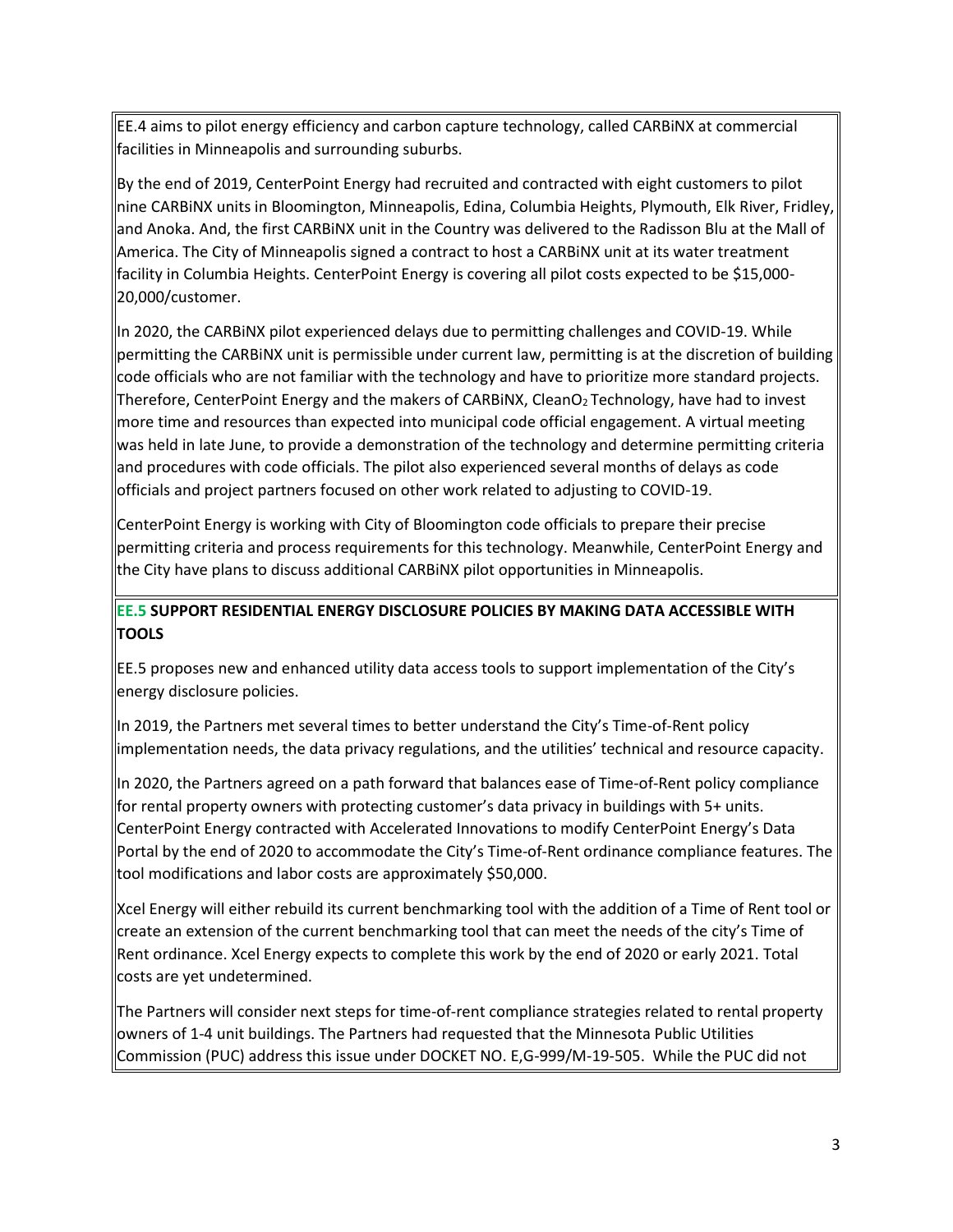EE.4 aims to pilot energy efficiency and carbon capture technology, called CARBiNX at commercial facilities in Minneapolis and surrounding suburbs.

By the end of 2019, CenterPoint Energy had recruited and contracted with eight customers to pilot nine CARBiNX units in Bloomington, Minneapolis, Edina, Columbia Heights, Plymouth, Elk River, Fridley, and Anoka. And, the first CARBiNX unit in the Country was delivered to the Radisson Blu at the Mall of America. The City of Minneapolis signed a contract to host a CARBiNX unit at its water treatment facility in Columbia Heights. CenterPoint Energy is covering all pilot costs expected to be $15,000-20,000/customer.

In 2020, the CARBiNX pilot experienced delays due to permitting challenges and COVID-19. While permitting the CARBiNX unit is permissible under current law, permitting is at the discretion of building code officials who are not familiar with the technology and have to prioritize more standard projects. Therefore, CenterPoint Energy and the makers of CARBiNX, Clean$O_2$ Technology, have had to invest more time and resources than expected into municipal code official engagement. A virtual meeting was held in late June, to provide a demonstration of the technology and determine permitting criteria and procedures with code officials. The pilot also experienced several months of delays as code officials and project partners focused on other work related to adjusting to COVID-19.

CenterPoint Energy is working with City of Bloomington code officials to prepare their precise permitting criteria and process requirements for this technology. Meanwhile, CenterPoint Energy and the City have plans to discuss additional CARBiNX pilot opportunities in Minneapolis.

**EE.5 SUPPORT RESIDENTIAL ENERGY DISCLOSURE POLICIES BY MAKING DATA ACCESSIBLE WITH TOOLS**

EE.5 proposes new and enhanced utility data access tools to support implementation of the City's energy disclosure policies.

In 2019, the Partners met several times to better understand the City's Time-of-Rent policy implementation needs, the data privacy regulations, and the utilities' technical and resource capacity.

In 2020, the Partners agreed on a path forward that balances ease of Time-of-Rent policy compliance for rental property owners with protecting customer's data privacy in buildings with 5+ units. CenterPoint Energy contracted with Accelerated Innovations to modify CenterPoint Energy's Data Portal by the end of 2020 to accommodate the City's Time-of-Rent ordinance compliance features. The tool modifications and labor costs are approximately $50,000.

Xcel Energy will either rebuild its current benchmarking tool with the addition of a Time of Rent tool or create an extension of the current benchmarking tool that can meet the needs of the city's Time of Rent ordinance. Xcel Energy expects to complete this work by the end of 2020 or early 2021. Total costs are yet undetermined.

The Partners will consider next steps for time-of-rent compliance strategies related to rental property owners of 1-4 unit buildings. The Partners had requested that the Minnesota Public Utilities Commission (PUC) address this issue under DOCKET NO. E,G-999/M-19-505. While the PUC did not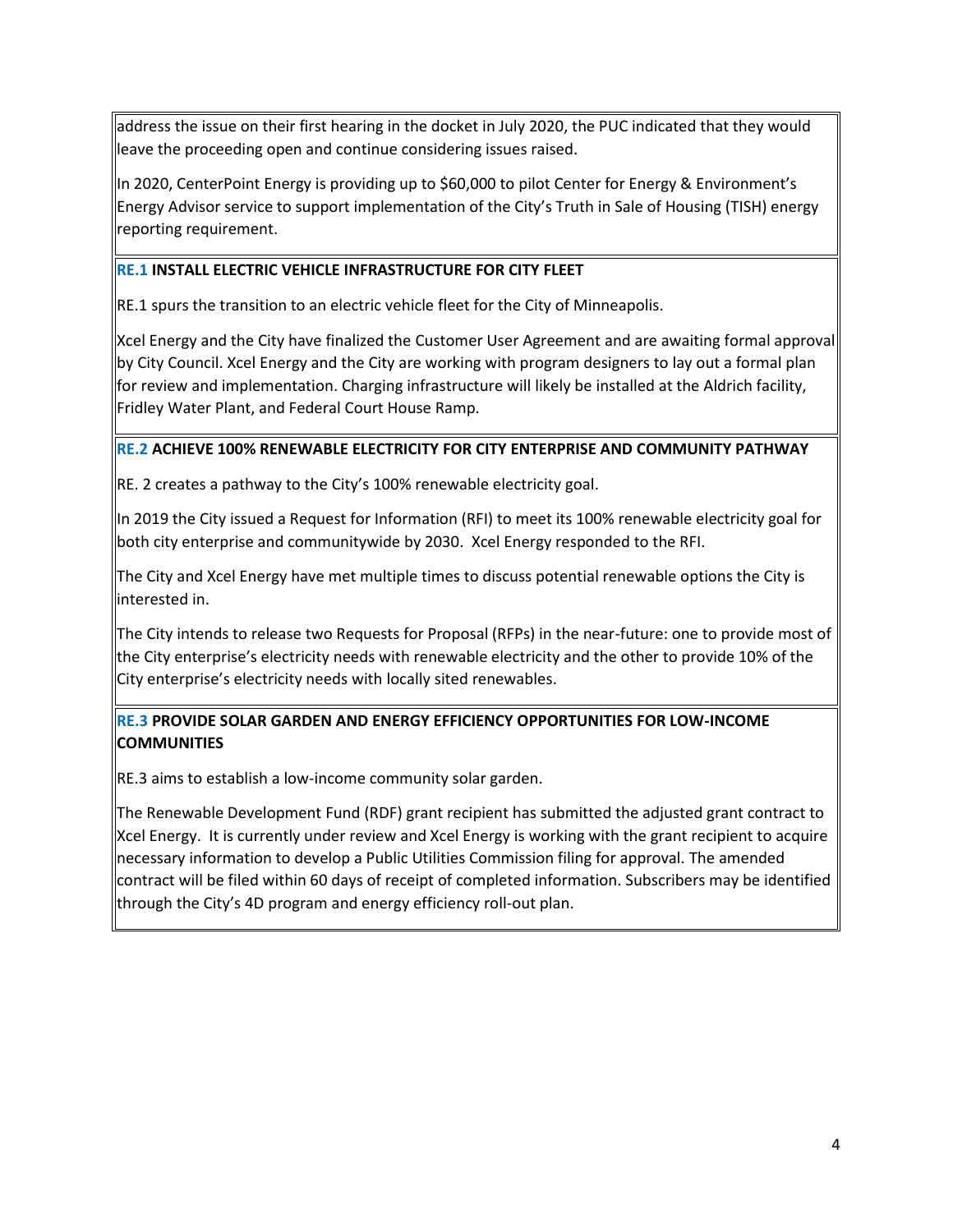address the issue on their first hearing in the docket in July 2020, the PUC indicated that they would leave the proceeding open and continue considering issues raised.

In 2020, CenterPoint Energy is providing up to $60,000 to pilot Center for Energy & Environment's Energy Advisor service to support implementation of the City's Truth in Sale of Housing (TISH) energy reporting requirement.

**RE.1 INSTALL ELECTRIC VEHICLE INFRASTRUCTURE FOR CITY FLEET**

RE.1 spurs the transition to an electric vehicle fleet for the City of Minneapolis.

Xcel Energy and the City have finalized the Customer User Agreement and are awaiting formal approval by City Council. Xcel Energy and the City are working with program designers to lay out a formal plan for review and implementation. Charging infrastructure will likely be installed at the Aldrich facility, Fridley Water Plant, and Federal Court House Ramp.

**RE.2 ACHIEVE 100% RENEWABLE ELECTRICITY FOR CITY ENTERPRISE AND COMMUNITY PATHWAY**

RE. 2 creates a pathway to the City's 100% renewable electricity goal.

In 2019 the City issued a Request for Information (RFI) to meet its 100% renewable electricity goal for both city enterprise and communitywide by 2030. Xcel Energy responded to the RFI.

The City and Xcel Energy have met multiple times to discuss potential renewable options the City is interested in.

The City intends to release two Requests for Proposal (RFPs) in the near-future: one to provide most of the City enterprise's electricity needs with renewable electricity and the other to provide 10% of the City enterprise's electricity needs with locally sited renewables.

**RE.3 PROVIDE SOLAR GARDEN AND ENERGY EFFICIENCY OPPORTUNITIES FOR LOW-INCOME COMMUNITIES**

RE.3 aims to establish a low-income community solar garden.

The Renewable Development Fund (RDF) grant recipient has submitted the adjusted grant contract to Xcel Energy. It is currently under review and Xcel Energy is working with the grant recipient to acquire necessary information to develop a Public Utilities Commission filing for approval. The amended contract will be filed within 60 days of receipt of completed information. Subscribers may be identified through the City's 4D program and energy efficiency roll-out plan.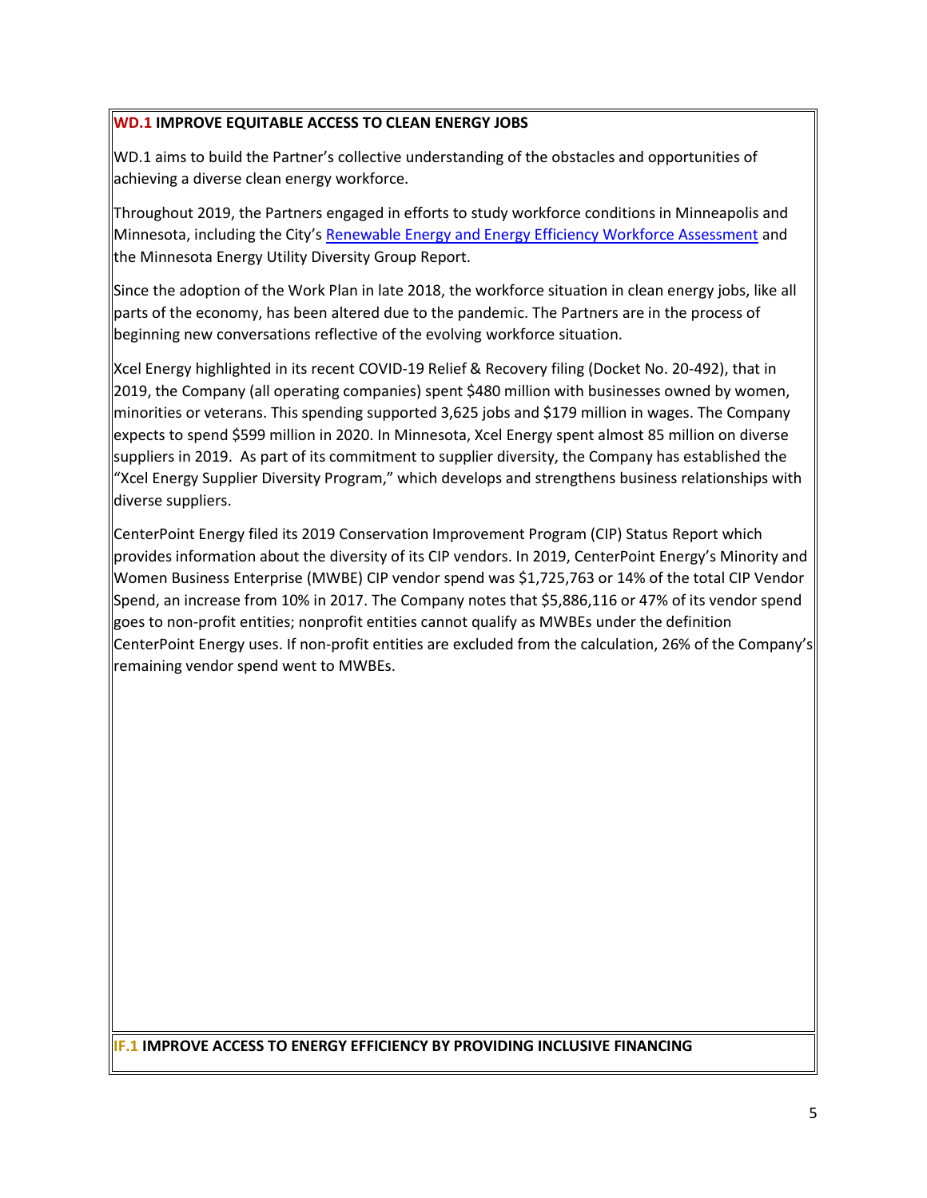**WD.1 IMPROVE EQUITABLE ACCESS TO CLEAN ENERGY JOBS**

WD.1 aims to build the Partner's collective understanding of the obstacles and opportunities of achieving a diverse clean energy workforce.

Throughout 2019, the Partners engaged in efforts to study workforce conditions in Minneapolis and Minnesota, including the City's Renewable Energy and Energy Efficiency Workforce Assessment and the Minnesota Energy Utility Diversity Group Report.

Since the adoption of the Work Plan in late 2018, the workforce situation in clean energy jobs, like all parts of the economy, has been altered due to the pandemic. The Partners are in the process of beginning new conversations reflective of the evolving workforce situation.

Xcel Energy highlighted in its recent COVID-19 Relief & Recovery filing (Docket No. 20-492), that in 2019, the Company (all operating companies) spent $480 million with businesses owned by women, minorities or veterans. This spending supported 3,625 jobs and $179 million in wages. The Company expects to spend $599 million in 2020. In Minnesota, Xcel Energy spent almost 85 million on diverse suppliers in 2019. As part of its commitment to supplier diversity, the Company has established the "Xcel Energy Supplier Diversity Program," which develops and strengthens business relationships with diverse suppliers.

CenterPoint Energy filed its 2019 Conservation Improvement Program (CIP) Status Report which provides information about the diversity of its CIP vendors. In 2019, CenterPoint Energy's Minority and Women Business Enterprise (MWBE) CIP vendor spend was $1,725,763 or 14% of the total CIP Vendor Spend, an increase from 10% in 2017. The Company notes that $5,886,116 or 47% of its vendor spend goes to non-profit entities; nonprofit entities cannot qualify as MWBEs under the definition CenterPoint Energy uses. If non-profit entities are excluded from the calculation, 26% of the Company's remaining vendor spend went to MWBEs.

**IF.1 IMPROVE ACCESS TO ENERGY EFFICIENCY BY PROVIDING INCLUSIVE FINANCING**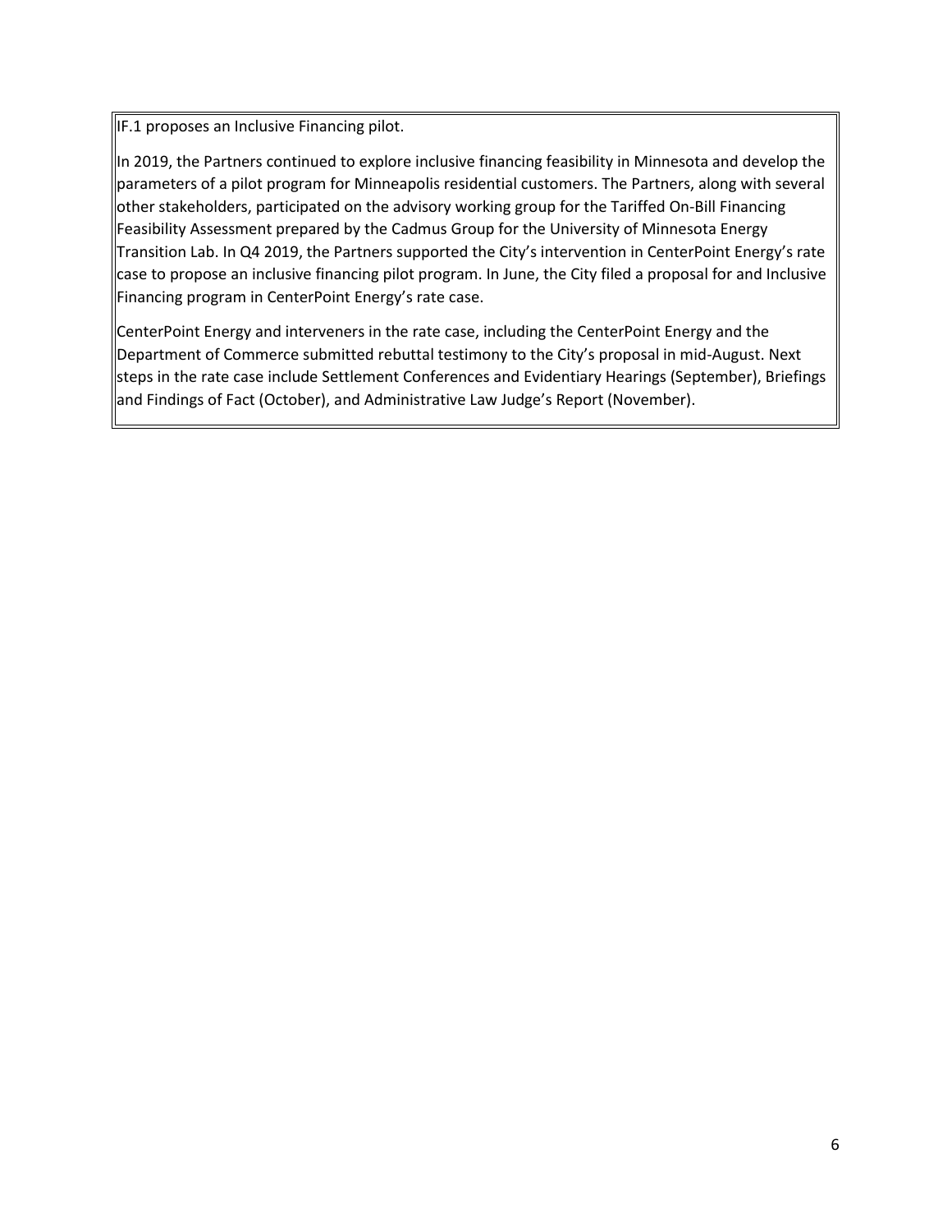IF.1 proposes an Inclusive Financing pilot.

In 2019, the Partners continued to explore inclusive financing feasibility in Minnesota and develop the parameters of a pilot program for Minneapolis residential customers. The Partners, along with several other stakeholders, participated on the advisory working group for the Tariffed On-Bill Financing Feasibility Assessment prepared by the Cadmus Group for the University of Minnesota Energy Transition Lab. In Q4 2019, the Partners supported the City's intervention in CenterPoint Energy's rate case to propose an inclusive financing pilot program. In June, the City filed a proposal for and Inclusive Financing program in CenterPoint Energy's rate case.

CenterPoint Energy and interveners in the rate case, including the CenterPoint Energy and the Department of Commerce submitted rebuttal testimony to the City's proposal in mid-August. Next steps in the rate case include Settlement Conferences and Evidentiary Hearings (September), Briefings and Findings of Fact (October), and Administrative Law Judge's Report (November).